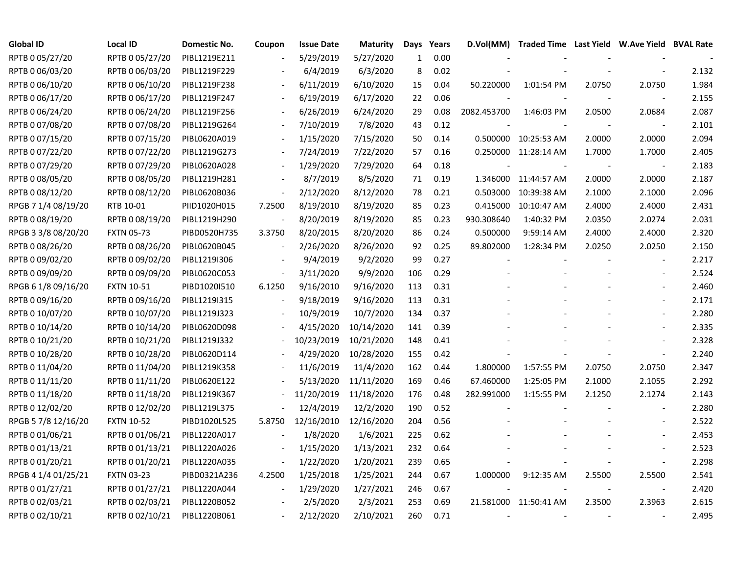| Global ID | Local ID | Domestic No. | Coupon | Issue Date | Maturity | Days | Years | D.Vol(MM) | Traded Time | Last Yield | W.Ave Yield | BVAL Rate |
|---|---|---|---|---|---|---|---|---|---|---|---|---|
| RPTB 0 05/27/20 | RPTB 0 05/27/20 | PIBL1219E211 | - | 5/29/2019 | 5/27/2020 | 1 | 0.00 | - | - | - | - | - |
| RPTB 0 06/03/20 | RPTB 0 06/03/20 | PIBL1219F229 | - | 6/4/2019 | 6/3/2020 | 8 | 0.02 | - | - | - | - | 2.132 |
| RPTB 0 06/10/20 | RPTB 0 06/10/20 | PIBL1219F238 | - | 6/11/2019 | 6/10/2020 | 15 | 0.04 | 50.220000 | 1:01:54 PM | 2.0750 | 2.0750 | 1.984 |
| RPTB 0 06/17/20 | RPTB 0 06/17/20 | PIBL1219F247 | - | 6/19/2019 | 6/17/2020 | 22 | 0.06 | - | - | - | - | 2.155 |
| RPTB 0 06/24/20 | RPTB 0 06/24/20 | PIBL1219F256 | - | 6/26/2019 | 6/24/2020 | 29 | 0.08 | 2082.453700 | 1:46:03 PM | 2.0500 | 2.0684 | 2.087 |
| RPTB 0 07/08/20 | RPTB 0 07/08/20 | PIBL1219G264 | - | 7/10/2019 | 7/8/2020 | 43 | 0.12 | - | - | - | - | 2.101 |
| RPTB 0 07/15/20 | RPTB 0 07/15/20 | PIBL0620A019 | - | 1/15/2020 | 7/15/2020 | 50 | 0.14 | 0.500000 | 10:25:53 AM | 2.0000 | 2.0000 | 2.094 |
| RPTB 0 07/22/20 | RPTB 0 07/22/20 | PIBL1219G273 | - | 7/24/2019 | 7/22/2020 | 57 | 0.16 | 0.250000 | 11:28:14 AM | 1.7000 | 1.7000 | 2.405 |
| RPTB 0 07/29/20 | RPTB 0 07/29/20 | PIBL0620A028 | - | 1/29/2020 | 7/29/2020 | 64 | 0.18 | - | - | - | - | 2.183 |
| RPTB 0 08/05/20 | RPTB 0 08/05/20 | PIBL1219H281 | - | 8/7/2019 | 8/5/2020 | 71 | 0.19 | 1.346000 | 11:44:57 AM | 2.0000 | 2.0000 | 2.187 |
| RPTB 0 08/12/20 | RPTB 0 08/12/20 | PIBL0620B036 | - | 2/12/2020 | 8/12/2020 | 78 | 0.21 | 0.503000 | 10:39:38 AM | 2.1000 | 2.1000 | 2.096 |
| RPGB 7 1/4 08/19/20 | RTB 10-01 | PIID1020H015 | 7.2500 | 8/19/2010 | 8/19/2020 | 85 | 0.23 | 0.415000 | 10:10:47 AM | 2.4000 | 2.4000 | 2.431 |
| RPTB 0 08/19/20 | RPTB 0 08/19/20 | PIBL1219H290 | - | 8/20/2019 | 8/19/2020 | 85 | 0.23 | 930.308640 | 1:40:32 PM | 2.0350 | 2.0274 | 2.031 |
| RPGB 3 3/8 08/20/20 | FXTN 05-73 | PIBD0520H735 | 3.3750 | 8/20/2015 | 8/20/2020 | 86 | 0.24 | 0.500000 | 9:59:14 AM | 2.4000 | 2.4000 | 2.320 |
| RPTB 0 08/26/20 | RPTB 0 08/26/20 | PIBL0620B045 | - | 2/26/2020 | 8/26/2020 | 92 | 0.25 | 89.802000 | 1:28:34 PM | 2.0250 | 2.0250 | 2.150 |
| RPTB 0 09/02/20 | RPTB 0 09/02/20 | PIBL1219I306 | - | 9/4/2019 | 9/2/2020 | 99 | 0.27 | - | - | - | - | 2.217 |
| RPTB 0 09/09/20 | RPTB 0 09/09/20 | PIBL0620C053 | - | 3/11/2020 | 9/9/2020 | 106 | 0.29 | - | - | - | - | 2.524 |
| RPGB 6 1/8 09/16/20 | FXTN 10-51 | PIBD1020I510 | 6.1250 | 9/16/2010 | 9/16/2020 | 113 | 0.31 | - | - | - | - | 2.460 |
| RPTB 0 09/16/20 | RPTB 0 09/16/20 | PIBL1219I315 | - | 9/18/2019 | 9/16/2020 | 113 | 0.31 | - | - | - | - | 2.171 |
| RPTB 0 10/07/20 | RPTB 0 10/07/20 | PIBL1219J323 | - | 10/9/2019 | 10/7/2020 | 134 | 0.37 | - | - | - | - | 2.280 |
| RPTB 0 10/14/20 | RPTB 0 10/14/20 | PIBL0620D098 | - | 4/15/2020 | 10/14/2020 | 141 | 0.39 | - | - | - | - | 2.335 |
| RPTB 0 10/21/20 | RPTB 0 10/21/20 | PIBL1219J332 | - | 10/23/2019 | 10/21/2020 | 148 | 0.41 | - | - | - | - | 2.328 |
| RPTB 0 10/28/20 | RPTB 0 10/28/20 | PIBL0620D114 | - | 4/29/2020 | 10/28/2020 | 155 | 0.42 | - | - | - | - | 2.240 |
| RPTB 0 11/04/20 | RPTB 0 11/04/20 | PIBL1219K358 | - | 11/6/2019 | 11/4/2020 | 162 | 0.44 | 1.800000 | 1:57:55 PM | 2.0750 | 2.0750 | 2.347 |
| RPTB 0 11/11/20 | RPTB 0 11/11/20 | PIBL0620E122 | - | 5/13/2020 | 11/11/2020 | 169 | 0.46 | 67.460000 | 1:25:05 PM | 2.1000 | 2.1055 | 2.292 |
| RPTB 0 11/18/20 | RPTB 0 11/18/20 | PIBL1219K367 | - | 11/20/2019 | 11/18/2020 | 176 | 0.48 | 282.991000 | 1:15:55 PM | 2.1250 | 2.1274 | 2.143 |
| RPTB 0 12/02/20 | RPTB 0 12/02/20 | PIBL1219L375 | - | 12/4/2019 | 12/2/2020 | 190 | 0.52 | - | - | - | - | 2.280 |
| RPGB 5 7/8 12/16/20 | FXTN 10-52 | PIBD1020L525 | 5.8750 | 12/16/2010 | 12/16/2020 | 204 | 0.56 | - | - | - | - | 2.522 |
| RPTB 0 01/06/21 | RPTB 0 01/06/21 | PIBL1220A017 | - | 1/8/2020 | 1/6/2021 | 225 | 0.62 | - | - | - | - | 2.453 |
| RPTB 0 01/13/21 | RPTB 0 01/13/21 | PIBL1220A026 | - | 1/15/2020 | 1/13/2021 | 232 | 0.64 | - | - | - | - | 2.523 |
| RPTB 0 01/20/21 | RPTB 0 01/20/21 | PIBL1220A035 | - | 1/22/2020 | 1/20/2021 | 239 | 0.65 | - | - | - | - | 2.298 |
| RPGB 4 1/4 01/25/21 | FXTN 03-23 | PIBD0321A236 | 4.2500 | 1/25/2018 | 1/25/2021 | 244 | 0.67 | 1.000000 | 9:12:35 AM | 2.5500 | 2.5500 | 2.541 |
| RPTB 0 01/27/21 | RPTB 0 01/27/21 | PIBL1220A044 | - | 1/29/2020 | 1/27/2021 | 246 | 0.67 | - | - | - | - | 2.420 |
| RPTB 0 02/03/21 | RPTB 0 02/03/21 | PIBL1220B052 | - | 2/5/2020 | 2/3/2021 | 253 | 0.69 | 21.581000 | 11:50:41 AM | 2.3500 | 2.3963 | 2.615 |
| RPTB 0 02/10/21 | RPTB 0 02/10/21 | PIBL1220B061 | - | 2/12/2020 | 2/10/2021 | 260 | 0.71 | - | - | - | - | 2.495 |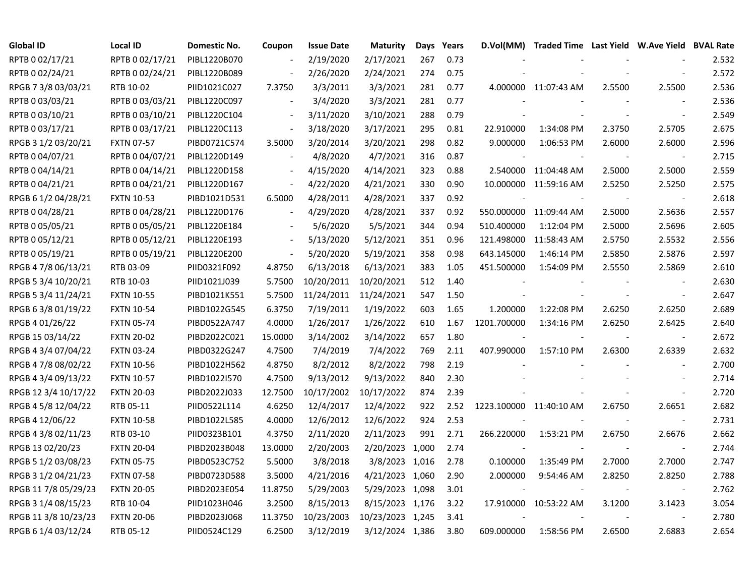| Global ID | Local ID | Domestic No. | Coupon | Issue Date | Maturity | Days | Years | D.Vol(MM) | Traded Time | Last Yield | W.Ave Yield | BVAL Rate |
|---|---|---|---|---|---|---|---|---|---|---|---|---|
| RPTB 0 02/17/21 | RPTB 0 02/17/21 | PIBL1220B070 | - | 2/19/2020 | 2/17/2021 | 267 | 0.73 | - | - | - | - | 2.532 |
| RPTB 0 02/24/21 | RPTB 0 02/24/21 | PIBL1220B089 | - | 2/26/2020 | 2/24/2021 | 274 | 0.75 | - | - | - | - | 2.572 |
| RPGB 7 3/8 03/03/21 | RTB 10-02 | PIID1021C027 | 7.3750 | 3/3/2011 | 3/3/2021 | 281 | 0.77 | 4.000000 | 11:07:43 AM | 2.5500 | 2.5500 | 2.536 |
| RPTB 0 03/03/21 | RPTB 0 03/03/21 | PIBL1220C097 | - | 3/4/2020 | 3/3/2021 | 281 | 0.77 | - | - | - | - | 2.536 |
| RPTB 0 03/10/21 | RPTB 0 03/10/21 | PIBL1220C104 | - | 3/11/2020 | 3/10/2021 | 288 | 0.79 | - | - | - | - | 2.549 |
| RPTB 0 03/17/21 | RPTB 0 03/17/21 | PIBL1220C113 | - | 3/18/2020 | 3/17/2021 | 295 | 0.81 | 22.910000 | 1:34:08 PM | 2.3750 | 2.5705 | 2.675 |
| RPGB 3 1/2 03/20/21 | FXTN 07-57 | PIBD0721C574 | 3.5000 | 3/20/2014 | 3/20/2021 | 298 | 0.82 | 9.000000 | 1:06:53 PM | 2.6000 | 2.6000 | 2.596 |
| RPTB 0 04/07/21 | RPTB 0 04/07/21 | PIBL1220D149 | - | 4/8/2020 | 4/7/2021 | 316 | 0.87 | - | - | - | - | 2.715 |
| RPTB 0 04/14/21 | RPTB 0 04/14/21 | PIBL1220D158 | - | 4/15/2020 | 4/14/2021 | 323 | 0.88 | 2.540000 | 11:04:48 AM | 2.5000 | 2.5000 | 2.559 |
| RPTB 0 04/21/21 | RPTB 0 04/21/21 | PIBL1220D167 | - | 4/22/2020 | 4/21/2021 | 330 | 0.90 | 10.000000 | 11:59:16 AM | 2.5250 | 2.5250 | 2.575 |
| RPGB 6 1/2 04/28/21 | FXTN 10-53 | PIBD1021D531 | 6.5000 | 4/28/2011 | 4/28/2021 | 337 | 0.92 | - | - | - | - | 2.618 |
| RPTB 0 04/28/21 | RPTB 0 04/28/21 | PIBL1220D176 | - | 4/29/2020 | 4/28/2021 | 337 | 0.92 | 550.000000 | 11:09:44 AM | 2.5000 | 2.5636 | 2.557 |
| RPTB 0 05/05/21 | RPTB 0 05/05/21 | PIBL1220E184 | - | 5/6/2020 | 5/5/2021 | 344 | 0.94 | 510.400000 | 1:12:04 PM | 2.5000 | 2.5696 | 2.605 |
| RPTB 0 05/12/21 | RPTB 0 05/12/21 | PIBL1220E193 | - | 5/13/2020 | 5/12/2021 | 351 | 0.96 | 121.498000 | 11:58:43 AM | 2.5750 | 2.5532 | 2.556 |
| RPTB 0 05/19/21 | RPTB 0 05/19/21 | PIBL1220E200 | - | 5/20/2020 | 5/19/2021 | 358 | 0.98 | 643.145000 | 1:46:14 PM | 2.5850 | 2.5876 | 2.597 |
| RPGB 4 7/8 06/13/21 | RTB 03-09 | PIID0321F092 | 4.8750 | 6/13/2018 | 6/13/2021 | 383 | 1.05 | 451.500000 | 1:54:09 PM | 2.5550 | 2.5869 | 2.610 |
| RPGB 5 3/4 10/20/21 | RTB 10-03 | PIID1021J039 | 5.7500 | 10/20/2011 | 10/20/2021 | 512 | 1.40 | - | - | - | - | 2.630 |
| RPGB 5 3/4 11/24/21 | FXTN 10-55 | PIBD1021K551 | 5.7500 | 11/24/2011 | 11/24/2021 | 547 | 1.50 | - | - | - | - | 2.647 |
| RPGB 6 3/8 01/19/22 | FXTN 10-54 | PIBD1022G545 | 6.3750 | 7/19/2011 | 1/19/2022 | 603 | 1.65 | 1.200000 | 1:22:08 PM | 2.6250 | 2.6250 | 2.689 |
| RPGB 4 01/26/22 | FXTN 05-74 | PIBD0522A747 | 4.0000 | 1/26/2017 | 1/26/2022 | 610 | 1.67 | 1201.700000 | 1:34:16 PM | 2.6250 | 2.6425 | 2.640 |
| RPGB 15 03/14/22 | FXTN 20-02 | PIBD2022C021 | 15.0000 | 3/14/2002 | 3/14/2022 | 657 | 1.80 | - | - | - | - | 2.672 |
| RPGB 4 3/4 07/04/22 | FXTN 03-24 | PIBD0322G247 | 4.7500 | 7/4/2019 | 7/4/2022 | 769 | 2.11 | 407.990000 | 1:57:10 PM | 2.6300 | 2.6339 | 2.632 |
| RPGB 4 7/8 08/02/22 | FXTN 10-56 | PIBD1022H562 | 4.8750 | 8/2/2012 | 8/2/2022 | 798 | 2.19 | - | - | - | - | 2.700 |
| RPGB 4 3/4 09/13/22 | FXTN 10-57 | PIBD1022I570 | 4.7500 | 9/13/2012 | 9/13/2022 | 840 | 2.30 | - | - | - | - | 2.714 |
| RPGB 12 3/4 10/17/22 | FXTN 20-03 | PIBD2022J033 | 12.7500 | 10/17/2002 | 10/17/2022 | 874 | 2.39 | - | - | - | - | 2.720 |
| RPGB 4 5/8 12/04/22 | RTB 05-11 | PIID0522L114 | 4.6250 | 12/4/2017 | 12/4/2022 | 922 | 2.52 | 1223.100000 | 11:40:10 AM | 2.6750 | 2.6651 | 2.682 |
| RPGB 4 12/06/22 | FXTN 10-58 | PIBD1022L585 | 4.0000 | 12/6/2012 | 12/6/2022 | 924 | 2.53 | - | - | - | - | 2.731 |
| RPGB 4 3/8 02/11/23 | RTB 03-10 | PIID0323B101 | 4.3750 | 2/11/2020 | 2/11/2023 | 991 | 2.71 | 266.220000 | 1:53:21 PM | 2.6750 | 2.6676 | 2.662 |
| RPGB 13 02/20/23 | FXTN 20-04 | PIBD2023B048 | 13.0000 | 2/20/2003 | 2/20/2023 | 1,000 | 2.74 | - | - | - | - | 2.744 |
| RPGB 5 1/2 03/08/23 | FXTN 05-75 | PIBD0523C752 | 5.5000 | 3/8/2018 | 3/8/2023 | 1,016 | 2.78 | 0.100000 | 1:35:49 PM | 2.7000 | 2.7000 | 2.747 |
| RPGB 3 1/2 04/21/23 | FXTN 07-58 | PIBD0723D588 | 3.5000 | 4/21/2016 | 4/21/2023 | 1,060 | 2.90 | 2.000000 | 9:54:46 AM | 2.8250 | 2.8250 | 2.788 |
| RPGB 11 7/8 05/29/23 | FXTN 20-05 | PIBD2023E054 | 11.8750 | 5/29/2003 | 5/29/2023 | 1,098 | 3.01 | - | - | - | - | 2.762 |
| RPGB 3 1/4 08/15/23 | RTB 10-04 | PIID1023H046 | 3.2500 | 8/15/2013 | 8/15/2023 | 1,176 | 3.22 | 17.910000 | 10:53:22 AM | 3.1200 | 3.1423 | 3.054 |
| RPGB 11 3/8 10/23/23 | FXTN 20-06 | PIBD2023J068 | 11.3750 | 10/23/2003 | 10/23/2023 | 1,245 | 3.41 | - | - | - | - | 2.780 |
| RPGB 6 1/4 03/12/24 | RTB 05-12 | PIID0524C129 | 6.2500 | 3/12/2019 | 3/12/2024 | 1,386 | 3.80 | 609.000000 | 1:58:56 PM | 2.6500 | 2.6883 | 2.654 |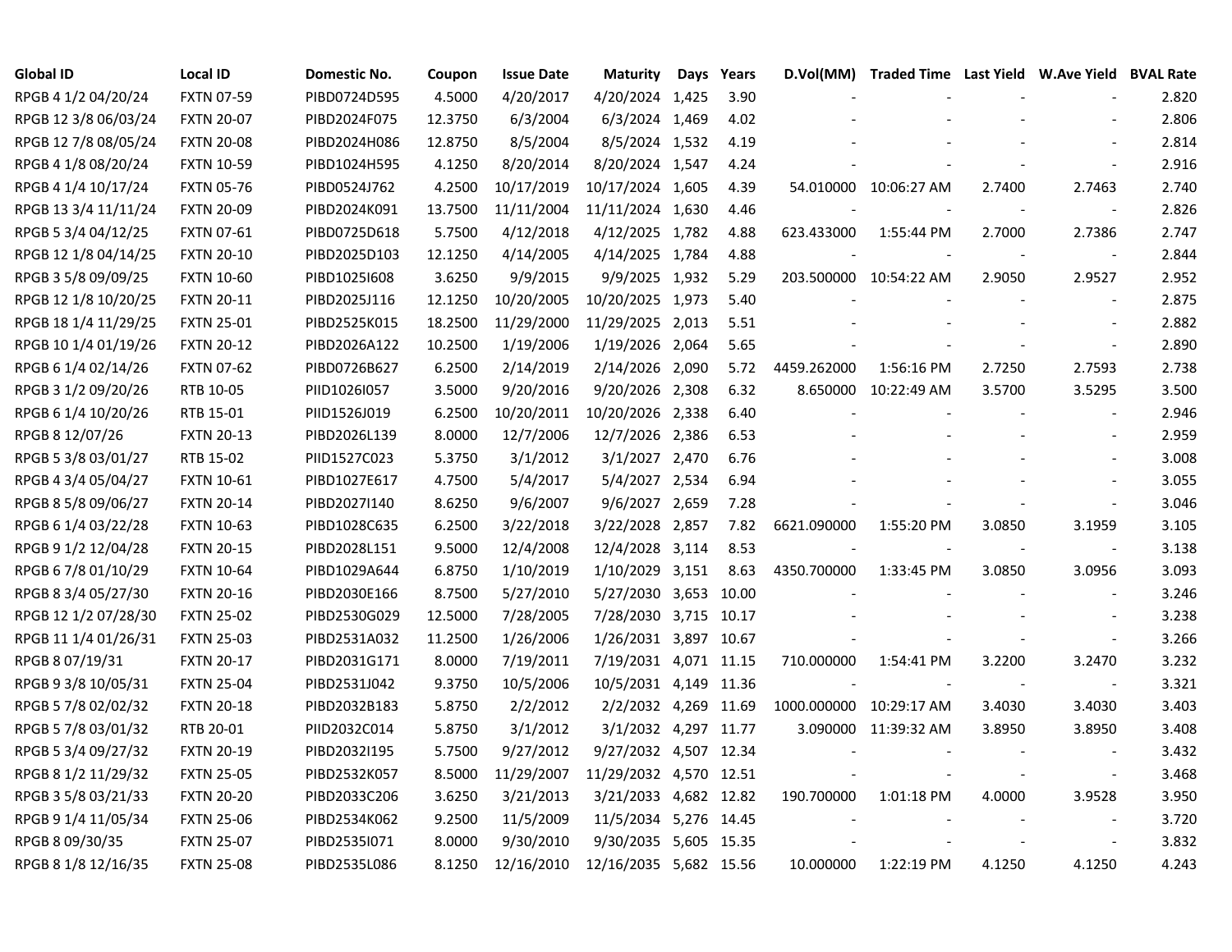| Global ID | Local ID | Domestic No. | Coupon | Issue Date | Maturity | Days | Years | D.Vol(MM) | Traded Time | Last Yield | W.Ave Yield | BVAL Rate |
|---|---|---|---|---|---|---|---|---|---|---|---|---|
| RPGB 4 1/2 04/20/24 | FXTN 07-59 | PIBD0724D595 | 4.5000 | 4/20/2017 | 4/20/2024 | 1,425 | 3.90 | - | - | - | - | 2.820 |
| RPGB 12 3/8 06/03/24 | FXTN 20-07 | PIBD2024F075 | 12.3750 | 6/3/2004 | 6/3/2024 | 1,469 | 4.02 | - | - | - | - | 2.806 |
| RPGB 12 7/8 08/05/24 | FXTN 20-08 | PIBD2024H086 | 12.8750 | 8/5/2004 | 8/5/2024 | 1,532 | 4.19 | - | - | - | - | 2.814 |
| RPGB 4 1/8 08/20/24 | FXTN 10-59 | PIBD1024H595 | 4.1250 | 8/20/2014 | 8/20/2024 | 1,547 | 4.24 | - | - | - | - | 2.916 |
| RPGB 4 1/4 10/17/24 | FXTN 05-76 | PIBD0524J762 | 4.2500 | 10/17/2019 | 10/17/2024 | 1,605 | 4.39 | 54.010000 | 10:06:27 AM | 2.7400 | 2.7463 | 2.740 |
| RPGB 13 3/4 11/11/24 | FXTN 20-09 | PIBD2024K091 | 13.7500 | 11/11/2004 | 11/11/2024 | 1,630 | 4.46 | - | - | - | - | 2.826 |
| RPGB 5 3/4 04/12/25 | FXTN 07-61 | PIBD0725D618 | 5.7500 | 4/12/2018 | 4/12/2025 | 1,782 | 4.88 | 623.433000 | 1:55:44 PM | 2.7000 | 2.7386 | 2.747 |
| RPGB 12 1/8 04/14/25 | FXTN 20-10 | PIBD2025D103 | 12.1250 | 4/14/2005 | 4/14/2025 | 1,784 | 4.88 | - | - | - | - | 2.844 |
| RPGB 3 5/8 09/09/25 | FXTN 10-60 | PIBD1025I608 | 3.6250 | 9/9/2015 | 9/9/2025 | 1,932 | 5.29 | 203.500000 | 10:54:22 AM | 2.9050 | 2.9527 | 2.952 |
| RPGB 12 1/8 10/20/25 | FXTN 20-11 | PIBD2025J116 | 12.1250 | 10/20/2005 | 10/20/2025 | 1,973 | 5.40 | - | - | - | - | 2.875 |
| RPGB 18 1/4 11/29/25 | FXTN 25-01 | PIBD2525K015 | 18.2500 | 11/29/2000 | 11/29/2025 | 2,013 | 5.51 | - | - | - | - | 2.882 |
| RPGB 10 1/4 01/19/26 | FXTN 20-12 | PIBD2026A122 | 10.2500 | 1/19/2006 | 1/19/2026 | 2,064 | 5.65 | - | - | - | - | 2.890 |
| RPGB 6 1/4 02/14/26 | FXTN 07-62 | PIBD0726B627 | 6.2500 | 2/14/2019 | 2/14/2026 | 2,090 | 5.72 | 4459.262000 | 1:56:16 PM | 2.7250 | 2.7593 | 2.738 |
| RPGB 3 1/2 09/20/26 | RTB 10-05 | PIID1026I057 | 3.5000 | 9/20/2016 | 9/20/2026 | 2,308 | 6.32 | 8.650000 | 10:22:49 AM | 3.5700 | 3.5295 | 3.500 |
| RPGB 6 1/4 10/20/26 | RTB 15-01 | PIID1526J019 | 6.2500 | 10/20/2011 | 10/20/2026 | 2,338 | 6.40 | - | - | - | - | 2.946 |
| RPGB 8 12/07/26 | FXTN 20-13 | PIBD2026L139 | 8.0000 | 12/7/2006 | 12/7/2026 | 2,386 | 6.53 | - | - | - | - | 2.959 |
| RPGB 5 3/8 03/01/27 | RTB 15-02 | PIID1527C023 | 5.3750 | 3/1/2012 | 3/1/2027 | 2,470 | 6.76 | - | - | - | - | 3.008 |
| RPGB 4 3/4 05/04/27 | FXTN 10-61 | PIBD1027E617 | 4.7500 | 5/4/2017 | 5/4/2027 | 2,534 | 6.94 | - | - | - | - | 3.055 |
| RPGB 8 5/8 09/06/27 | FXTN 20-14 | PIBD2027I140 | 8.6250 | 9/6/2007 | 9/6/2027 | 2,659 | 7.28 | - | - | - | - | 3.046 |
| RPGB 6 1/4 03/22/28 | FXTN 10-63 | PIBD1028C635 | 6.2500 | 3/22/2018 | 3/22/2028 | 2,857 | 7.82 | 6621.090000 | 1:55:20 PM | 3.0850 | 3.1959 | 3.105 |
| RPGB 9 1/2 12/04/28 | FXTN 20-15 | PIBD2028L151 | 9.5000 | 12/4/2008 | 12/4/2028 | 3,114 | 8.53 | - | - | - | - | 3.138 |
| RPGB 6 7/8 01/10/29 | FXTN 10-64 | PIBD1029A644 | 6.8750 | 1/10/2019 | 1/10/2029 | 3,151 | 8.63 | 4350.700000 | 1:33:45 PM | 3.0850 | 3.0956 | 3.093 |
| RPGB 8 3/4 05/27/30 | FXTN 20-16 | PIBD2030E166 | 8.7500 | 5/27/2010 | 5/27/2030 | 3,653 | 10.00 | - | - | - | - | 3.246 |
| RPGB 12 1/2 07/28/30 | FXTN 25-02 | PIBD2530G029 | 12.5000 | 7/28/2005 | 7/28/2030 | 3,715 | 10.17 | - | - | - | - | 3.238 |
| RPGB 11 1/4 01/26/31 | FXTN 25-03 | PIBD2531A032 | 11.2500 | 1/26/2006 | 1/26/2031 | 3,897 | 10.67 | - | - | - | - | 3.266 |
| RPGB 8 07/19/31 | FXTN 20-17 | PIBD2031G171 | 8.0000 | 7/19/2011 | 7/19/2031 | 4,071 | 11.15 | 710.000000 | 1:54:41 PM | 3.2200 | 3.2470 | 3.232 |
| RPGB 9 3/8 10/05/31 | FXTN 25-04 | PIBD2531J042 | 9.3750 | 10/5/2006 | 10/5/2031 | 4,149 | 11.36 | - | - | - | - | 3.321 |
| RPGB 5 7/8 02/02/32 | FXTN 20-18 | PIBD2032B183 | 5.8750 | 2/2/2012 | 2/2/2032 | 4,269 | 11.69 | 1000.000000 | 10:29:17 AM | 3.4030 | 3.4030 | 3.403 |
| RPGB 5 7/8 03/01/32 | RTB 20-01 | PIID2032C014 | 5.8750 | 3/1/2012 | 3/1/2032 | 4,297 | 11.77 | 3.090000 | 11:39:32 AM | 3.8950 | 3.8950 | 3.408 |
| RPGB 5 3/4 09/27/32 | FXTN 20-19 | PIBD2032I195 | 5.7500 | 9/27/2012 | 9/27/2032 | 4,507 | 12.34 | - | - | - | - | 3.432 |
| RPGB 8 1/2 11/29/32 | FXTN 25-05 | PIBD2532K057 | 8.5000 | 11/29/2007 | 11/29/2032 | 4,570 | 12.51 | - | - | - | - | 3.468 |
| RPGB 3 5/8 03/21/33 | FXTN 20-20 | PIBD2033C206 | 3.6250 | 3/21/2013 | 3/21/2033 | 4,682 | 12.82 | 190.700000 | 1:01:18 PM | 4.0000 | 3.9528 | 3.950 |
| RPGB 9 1/4 11/05/34 | FXTN 25-06 | PIBD2534K062 | 9.2500 | 11/5/2009 | 11/5/2034 | 5,276 | 14.45 | - | - | - | - | 3.720 |
| RPGB 8 09/30/35 | FXTN 25-07 | PIBD2535I071 | 8.0000 | 9/30/2010 | 9/30/2035 | 5,605 | 15.35 | - | - | - | - | 3.832 |
| RPGB 8 1/8 12/16/35 | FXTN 25-08 | PIBD2535L086 | 8.1250 | 12/16/2010 | 12/16/2035 | 5,682 | 15.56 | 10.000000 | 1:22:19 PM | 4.1250 | 4.1250 | 4.243 |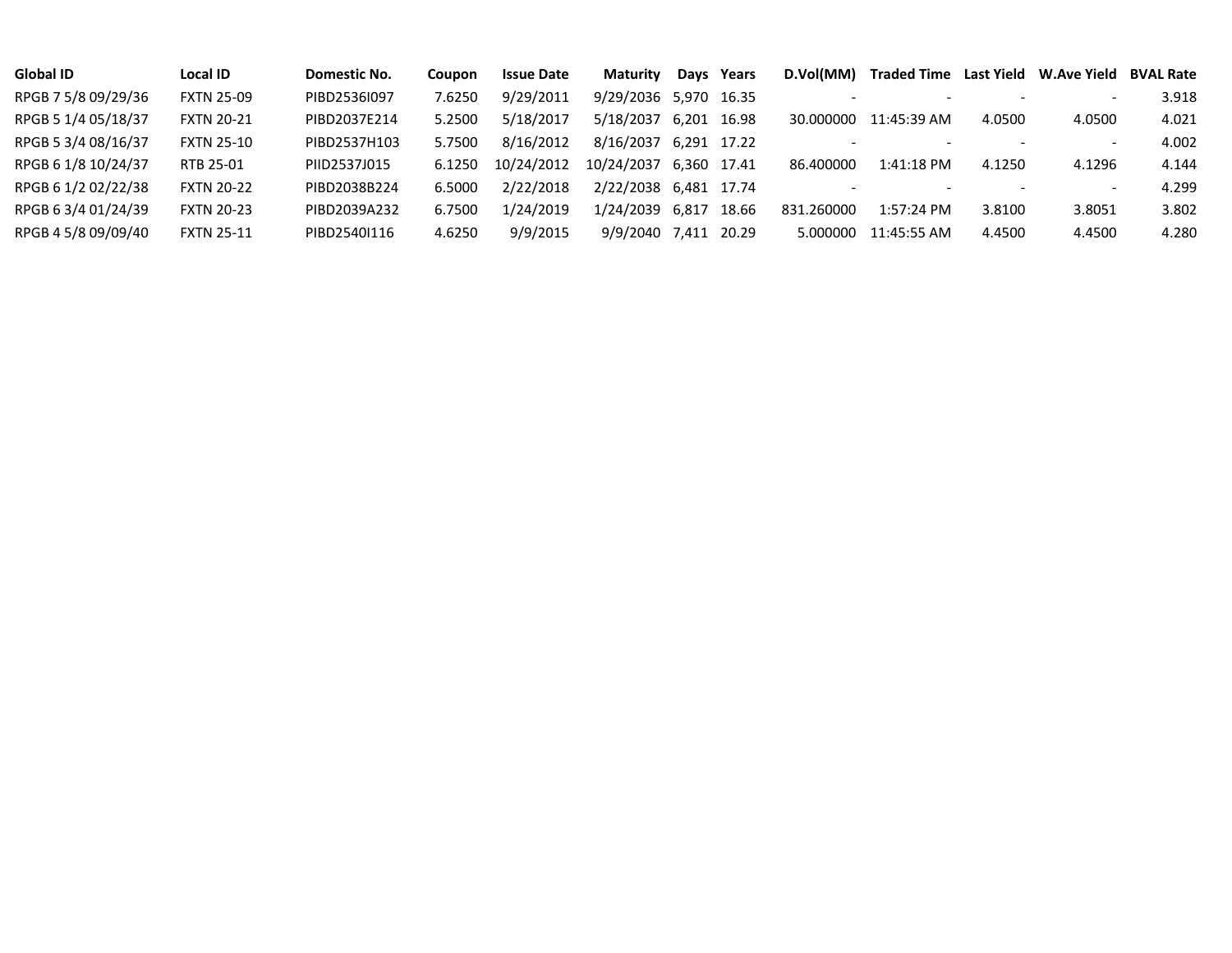| Global ID | Local ID | Domestic No. | Coupon | Issue Date | Maturity | Days | Years | D.Vol(MM) | Traded Time | Last Yield | W.Ave Yield | BVAL Rate |
|---|---|---|---|---|---|---|---|---|---|---|---|---|
| RPGB 7 5/8 09/29/36 | FXTN 25-09 | PIBD2536I097 | 7.6250 | 9/29/2011 | 9/29/2036 | 5,970 | 16.35 | - | - | - | - | 3.918 |
| RPGB 5 1/4 05/18/37 | FXTN 20-21 | PIBD2037E214 | 5.2500 | 5/18/2017 | 5/18/2037 | 6,201 | 16.98 | 30.000000 | 11:45:39 AM | 4.0500 | 4.0500 | 4.021 |
| RPGB 5 3/4 08/16/37 | FXTN 25-10 | PIBD2537H103 | 5.7500 | 8/16/2012 | 8/16/2037 | 6,291 | 17.22 | - | - | - | - | 4.002 |
| RPGB 6 1/8 10/24/37 | RTB 25-01 | PIID2537J015 | 6.1250 | 10/24/2012 | 10/24/2037 | 6,360 | 17.41 | 86.400000 | 1:41:18 PM | 4.1250 | 4.1296 | 4.144 |
| RPGB 6 1/2 02/22/38 | FXTN 20-22 | PIBD2038B224 | 6.5000 | 2/22/2018 | 2/22/2038 | 6,481 | 17.74 | - | - | - | - | 4.299 |
| RPGB 6 3/4 01/24/39 | FXTN 20-23 | PIBD2039A232 | 6.7500 | 1/24/2019 | 1/24/2039 | 6,817 | 18.66 | 831.260000 | 1:57:24 PM | 3.8100 | 3.8051 | 3.802 |
| RPGB 4 5/8 09/09/40 | FXTN 25-11 | PIBD2540I116 | 4.6250 | 9/9/2015 | 9/9/2040 | 7,411 | 20.29 | 5.000000 | 11:45:55 AM | 4.4500 | 4.4500 | 4.280 |